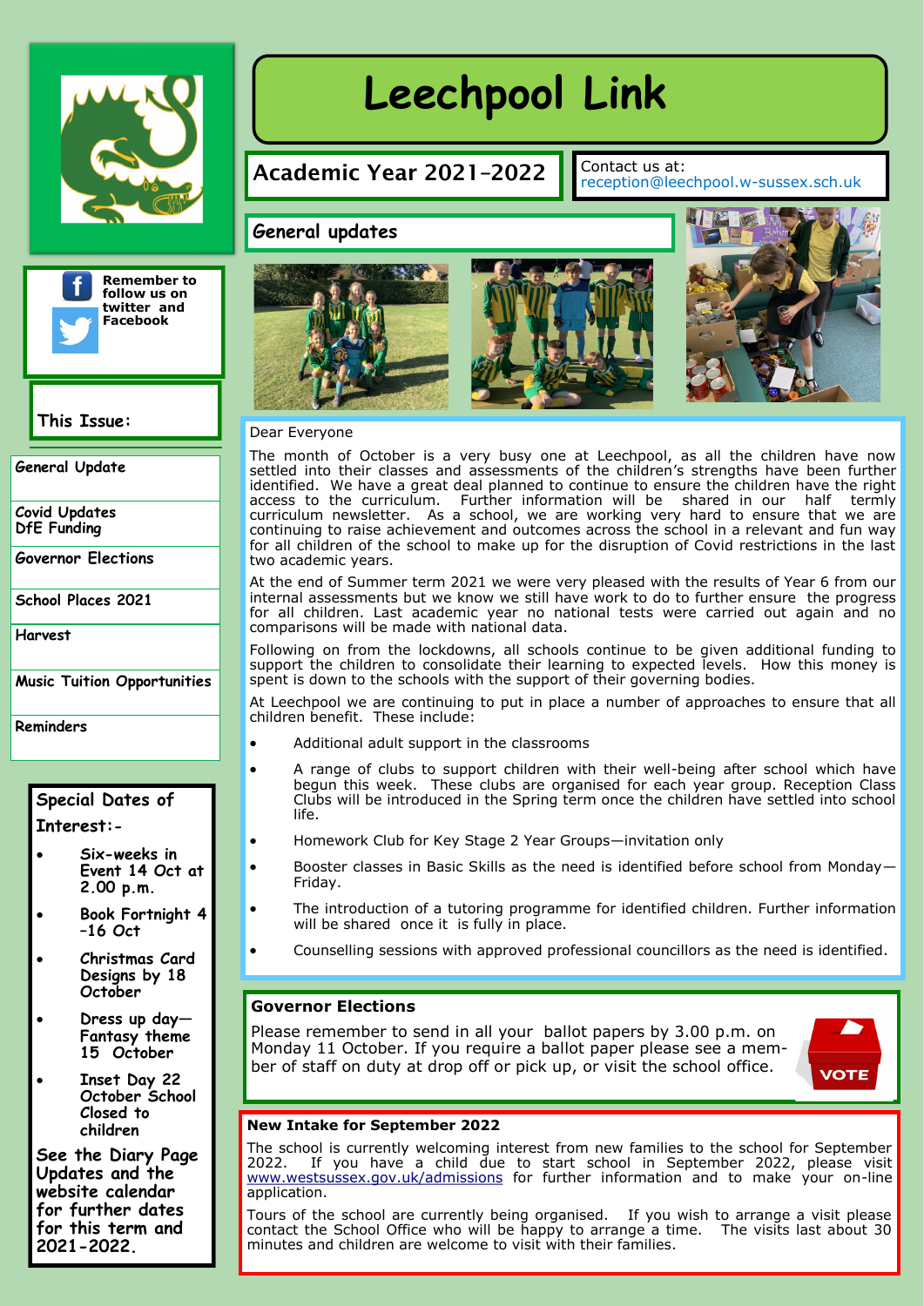# Leechpool Link

## Academic Year 2021-2022

Contact us at:
reception@leechpool.w-sussex.sch.uk

Remember to follow us on twitter and Facebook

**This Issue:**

- General Update
- Covid Updates DfE Funding
- Governor Elections
- School Places 2021
- Harvest
- Music Tuition Opportunities
- Reminders

**Special Dates of Interest:-**

- Six-weeks in Event 14 Oct at 2.00 p.m.
- Book Fortnight 4 -16 Oct
- Christmas Card Designs by 18 October
- Dress up day—Fantasy theme 15 October
- Inset Day 22 October School Closed to children

See the Diary Page Updates and the website calendar for further dates for this term and 2021-2022.

## General updates

Dear Everyone

The month of October is a very busy one at Leechpool, as all the children have now settled into their classes and assessments of the children's strengths have been further identified. We have a great deal planned to continue to ensure the children have the right access to the curriculum. Further information will be shared in our half termly curriculum newsletter. As a school, we are working very hard to ensure that we are continuing to raise achievement and outcomes across the school in a relevant and fun way for all children of the school to make up for the disruption of Covid restrictions in the last two academic years.

At the end of Summer term 2021 we were very pleased with the results of Year 6 from our internal assessments but we know we still have work to do to further ensure the progress for all children. Last academic year no national tests were carried out again and no comparisons will be made with national data.

Following on from the lockdowns, all schools continue to be given additional funding to support the children to consolidate their learning to expected levels. How this money is spent is down to the schools with the support of their governing bodies.

At Leechpool we are continuing to put in place a number of approaches to ensure that all children benefit. These include:

- Additional adult support in the classrooms
- A range of clubs to support children with their well-being after school which have begun this week. These clubs are organised for each year group. Reception Class Clubs will be introduced in the Spring term once the children have settled into school life.
- Homework Club for Key Stage 2 Year Groups—invitation only
- Booster classes in Basic Skills as the need is identified before school from Monday—Friday.
- The introduction of a tutoring programme for identified children. Further information will be shared once it is fully in place.
- Counselling sessions with approved professional councillors as the need is identified.

### Governor Elections

Please remember to send in all your ballot papers by 3.00 p.m. on Monday 11 October. If you require a ballot paper please see a member of staff on duty at drop off or pick up, or visit the school office.

### New Intake for September 2022

The school is currently welcoming interest from new families to the school for September 2022. If you have a child due to start school in September 2022, please visit www.westsussex.gov.uk/admissions for further information and to make your on-line application.

Tours of the school are currently being organised. If you wish to arrange a visit please contact the School Office who will be happy to arrange a time. The visits last about 30 minutes and children are welcome to visit with their families.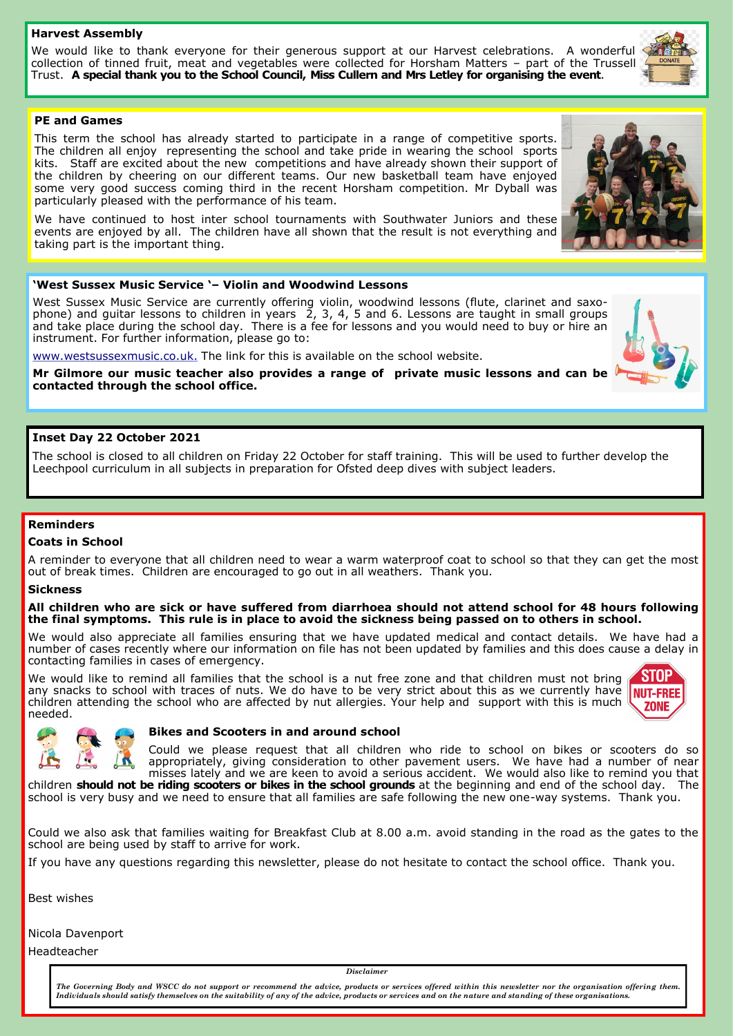## Harvest Assembly

We would like to thank everyone for their generous support at our Harvest celebrations. A wonderful collection of tinned fruit, meat and vegetables were collected for Horsham Matters – part of the Trussell Trust. **A special thank you to the School Council, Miss Cullern and Mrs Letley for organising the event**.

## PE and Games

This term the school has already started to participate in a range of competitive sports. The children all enjoy representing the school and take pride in wearing the school sports kits. Staff are excited about the new competitions and have already shown their support of the children by cheering on our different teams. Our new basketball team have enjoyed some very good success coming third in the recent Horsham competition. Mr Dyball was particularly pleased with the performance of his team.

We have continued to host inter school tournaments with Southwater Juniors and these events are enjoyed by all. The children have all shown that the result is not everything and taking part is the important thing.

## 'West Sussex Music Service '– Violin and Woodwind Lessons

West Sussex Music Service are currently offering violin, woodwind lessons (flute, clarinet and saxophone) and guitar lessons to children in years 2, 3, 4, 5 and 6. Lessons are taught in small groups and take place during the school day. There is a fee for lessons and you would need to buy or hire an instrument. For further information, please go to:

www.westsussexmusic.co.uk. The link for this is available on the school website.

**Mr Gilmore our music teacher also provides a range of private music lessons and can be contacted through the school office.**

## Inset Day 22 October 2021

The school is closed to all children on Friday 22 October for staff training. This will be used to further develop the Leechpool curriculum in all subjects in preparation for Ofsted deep dives with subject leaders.

## Reminders

### Coats in School

A reminder to everyone that all children need to wear a warm waterproof coat to school so that they can get the most out of break times. Children are encouraged to go out in all weathers. Thank you.

### Sickness

**All children who are sick or have suffered from diarrhoea should not attend school for 48 hours following the final symptoms. This rule is in place to avoid the sickness being passed on to others in school.**

We would also appreciate all families ensuring that we have updated medical and contact details. We have had a number of cases recently where our information on file has not been updated by families and this does cause a delay in contacting families in cases of emergency.

We would like to remind all families that the school is a nut free zone and that children must not bring any snacks to school with traces of nuts. We do have to be very strict about this as we currently have children attending the school who are affected by nut allergies. Your help and support with this is much needed.

### Bikes and Scooters in and around school

Could we please request that all children who ride to school on bikes or scooters do so appropriately, giving consideration to other pavement users. We have had a number of near misses lately and we are keen to avoid a serious accident. We would also like to remind you that children **should not be riding scooters or bikes in the school grounds** at the beginning and end of the school day. The school is very busy and we need to ensure that all families are safe following the new one-way systems. Thank you.

Could we also ask that families waiting for Breakfast Club at 8.00 a.m. avoid standing in the road as the gates to the school are being used by staff to arrive for work.

If you have any questions regarding this newsletter, please do not hesitate to contact the school office. Thank you.

Best wishes

Nicola Davenport

Headteacher

*Disclaimer*

*The Governing Body and WSCC do not support or recommend the advice, products or services offered within this newsletter nor the organisation offering them. Individuals should satisfy themselves on the suitability of any of the advice, products or services and on the nature and standing of these organisations.*